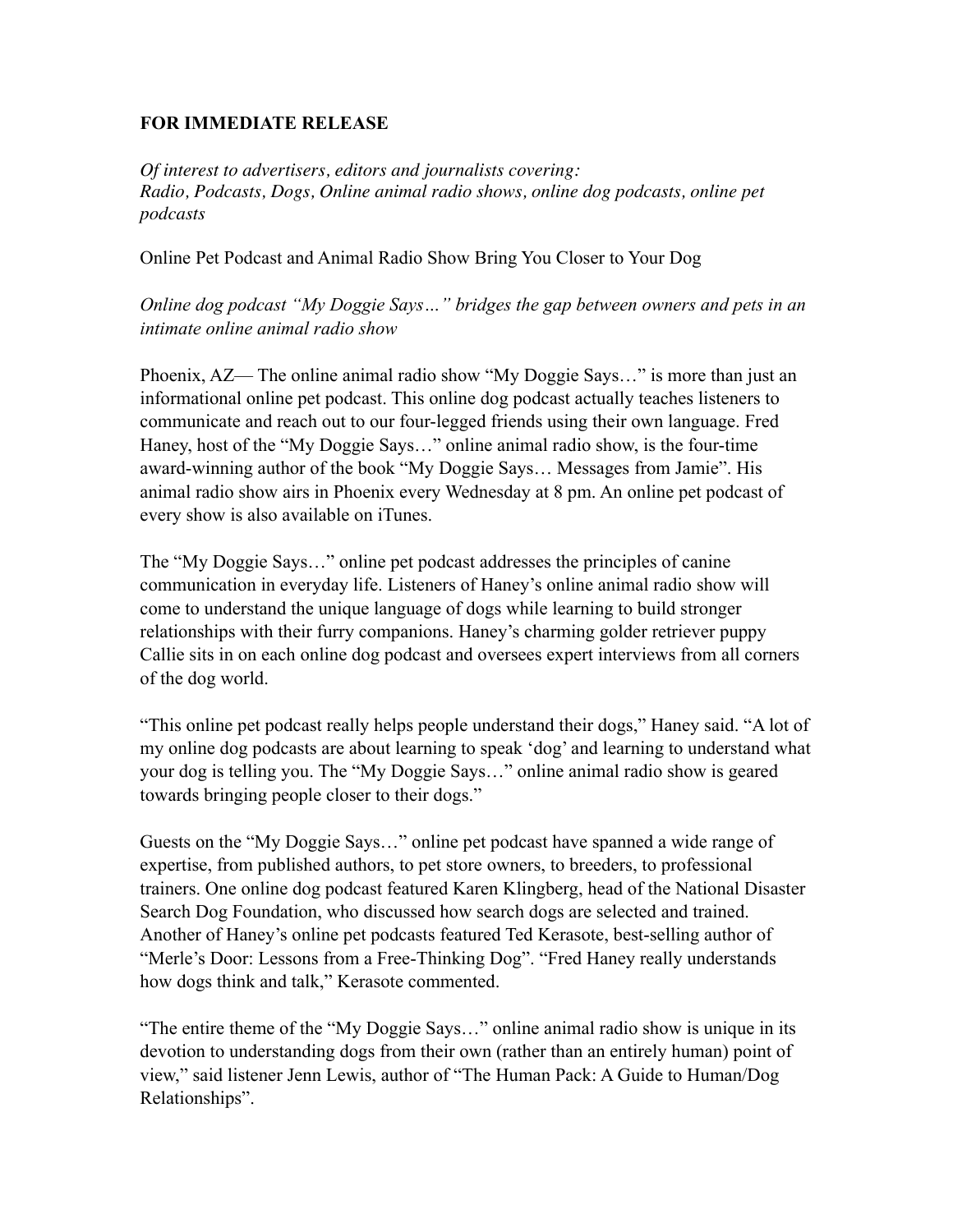**FOR IMMEDIATE RELEASE**

*Of interest to advertisers, editors and journalists covering:*
*Radio, Podcasts, Dogs, Online animal radio shows, online dog podcasts, online pet podcasts*

Online Pet Podcast and Animal Radio Show Bring You Closer to Your Dog

*Online dog podcast "My Doggie Says…" bridges the gap between owners and pets in an intimate online animal radio show*

Phoenix, AZ— The online animal radio show "My Doggie Says…" is more than just an informational online pet podcast. This online dog podcast actually teaches listeners to communicate and reach out to our four-legged friends using their own language. Fred Haney, host of the "My Doggie Says…" online animal radio show, is the four-time award-winning author of the book "My Doggie Says… Messages from Jamie". His animal radio show airs in Phoenix every Wednesday at 8 pm. An online pet podcast of every show is also available on iTunes.

The "My Doggie Says…" online pet podcast addresses the principles of canine communication in everyday life. Listeners of Haney's online animal radio show will come to understand the unique language of dogs while learning to build stronger relationships with their furry companions. Haney's charming golder retriever puppy Callie sits in on each online dog podcast and oversees expert interviews from all corners of the dog world.

"This online pet podcast really helps people understand their dogs," Haney said. "A lot of my online dog podcasts are about learning to speak 'dog' and learning to understand what your dog is telling you. The "My Doggie Says…" online animal radio show is geared towards bringing people closer to their dogs."

Guests on the "My Doggie Says…" online pet podcast have spanned a wide range of expertise, from published authors, to pet store owners, to breeders, to professional trainers. One online dog podcast featured Karen Klingberg, head of the National Disaster Search Dog Foundation, who discussed how search dogs are selected and trained. Another of Haney's online pet podcasts featured Ted Kerasote, best-selling author of "Merle's Door: Lessons from a Free-Thinking Dog". "Fred Haney really understands how dogs think and talk," Kerasote commented.

"The entire theme of the "My Doggie Says…" online animal radio show is unique in its devotion to understanding dogs from their own (rather than an entirely human) point of view," said listener Jenn Lewis, author of "The Human Pack: A Guide to Human/Dog Relationships".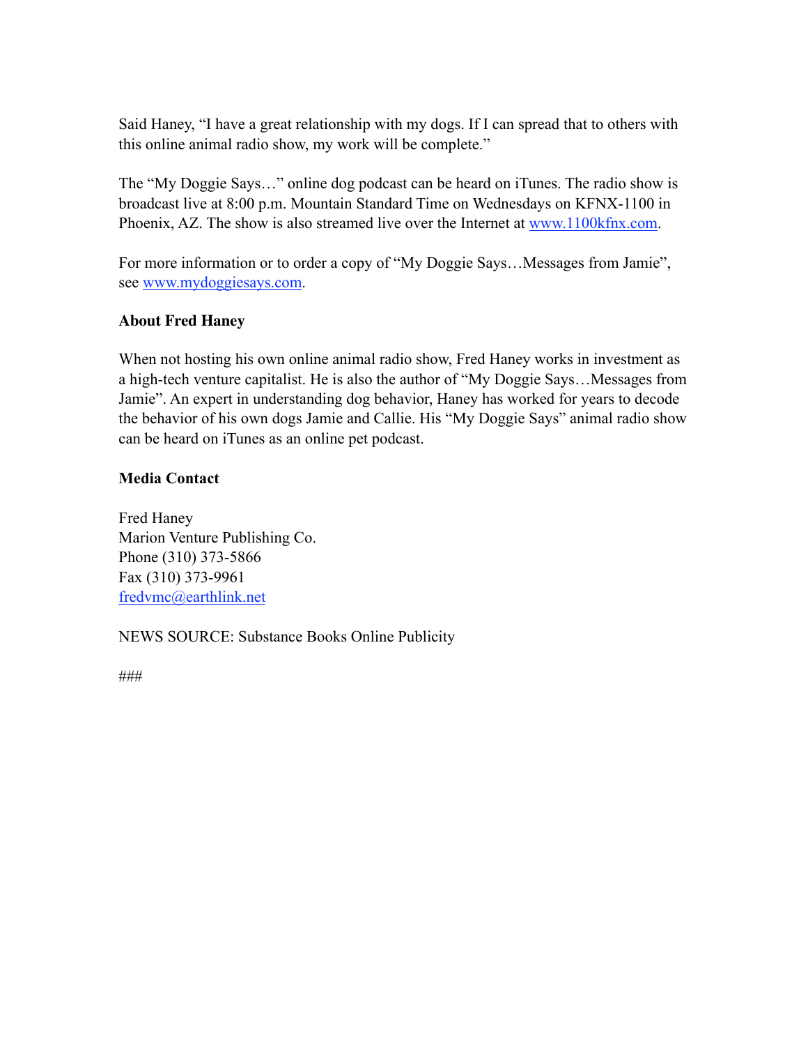Said Haney, “I have a great relationship with my dogs. If I can spread that to others with this online animal radio show, my work will be complete.”

The “My Doggie Says…” online dog podcast can be heard on iTunes. The radio show is broadcast live at 8:00 p.m. Mountain Standard Time on Wednesdays on KFNX-1100 in Phoenix, AZ. The show is also streamed live over the Internet at www.1100kfnx.com.

For more information or to order a copy of “My Doggie Says…Messages from Jamie”, see www.mydoggiesays.com.

**About Fred Haney**

When not hosting his own online animal radio show, Fred Haney works in investment as a high-tech venture capitalist. He is also the author of “My Doggie Says…Messages from Jamie”. An expert in understanding dog behavior, Haney has worked for years to decode the behavior of his own dogs Jamie and Callie. His “My Doggie Says” animal radio show can be heard on iTunes as an online pet podcast.

**Media Contact**

Fred Haney
Marion Venture Publishing Co.
Phone (310) 373-5866
Fax (310) 373-9961
fredvmc@earthlink.net

NEWS SOURCE: Substance Books Online Publicity

###